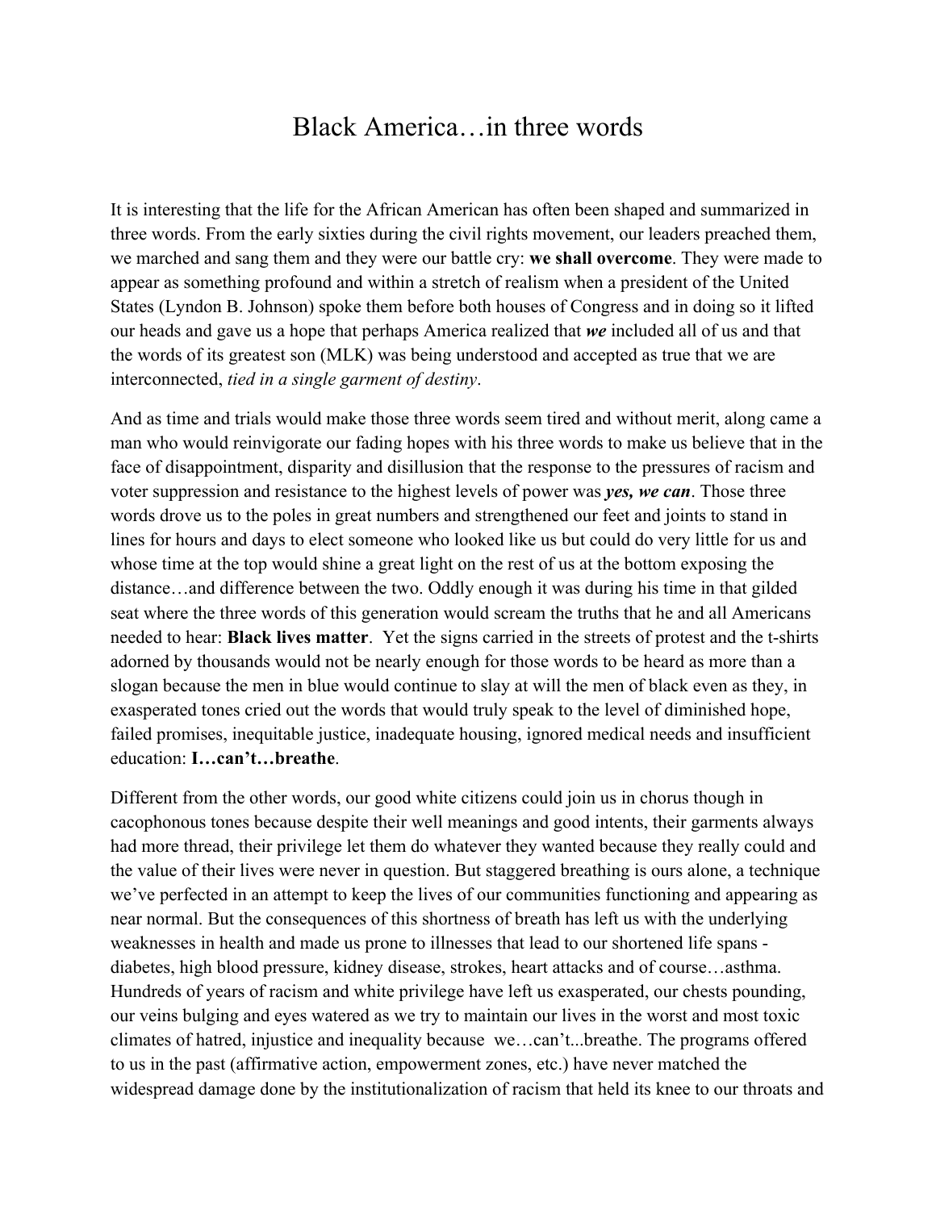# Black America…in three words

It is interesting that the life for the African American has often been shaped and summarized in three words. From the early sixties during the civil rights movement, our leaders preached them, we marched and sang them and they were our battle cry: **we shall overcome**. They were made to appear as something profound and within a stretch of realism when a president of the United States (Lyndon B. Johnson) spoke them before both houses of Congress and in doing so it lifted our heads and gave us a hope that perhaps America realized that ***we*** included all of us and that the words of its greatest son (MLK) was being understood and accepted as true that we are interconnected, *tied in a single garment of destiny*.

And as time and trials would make those three words seem tired and without merit, along came a man who would reinvigorate our fading hopes with his three words to make us believe that in the face of disappointment, disparity and disillusion that the response to the pressures of racism and voter suppression and resistance to the highest levels of power was ***yes, we can***. Those three words drove us to the poles in great numbers and strengthened our feet and joints to stand in lines for hours and days to elect someone who looked like us but could do very little for us and whose time at the top would shine a great light on the rest of us at the bottom exposing the distance…and difference between the two. Oddly enough it was during his time in that gilded seat where the three words of this generation would scream the truths that he and all Americans needed to hear: **Black lives matter**. Yet the signs carried in the streets of protest and the t-shirts adorned by thousands would not be nearly enough for those words to be heard as more than a slogan because the men in blue would continue to slay at will the men of black even as they, in exasperated tones cried out the words that would truly speak to the level of diminished hope, failed promises, inequitable justice, inadequate housing, ignored medical needs and insufficient education: **I…can't…breathe**.

Different from the other words, our good white citizens could join us in chorus though in cacophonous tones because despite their well meanings and good intents, their garments always had more thread, their privilege let them do whatever they wanted because they really could and the value of their lives were never in question. But staggered breathing is ours alone, a technique we've perfected in an attempt to keep the lives of our communities functioning and appearing as near normal. But the consequences of this shortness of breath has left us with the underlying weaknesses in health and made us prone to illnesses that lead to our shortened life spans - diabetes, high blood pressure, kidney disease, strokes, heart attacks and of course…asthma. Hundreds of years of racism and white privilege have left us exasperated, our chests pounding, our veins bulging and eyes watered as we try to maintain our lives in the worst and most toxic climates of hatred, injustice and inequality because we…can't...breathe. The programs offered to us in the past (affirmative action, empowerment zones, etc.) have never matched the widespread damage done by the institutionalization of racism that held its knee to our throats and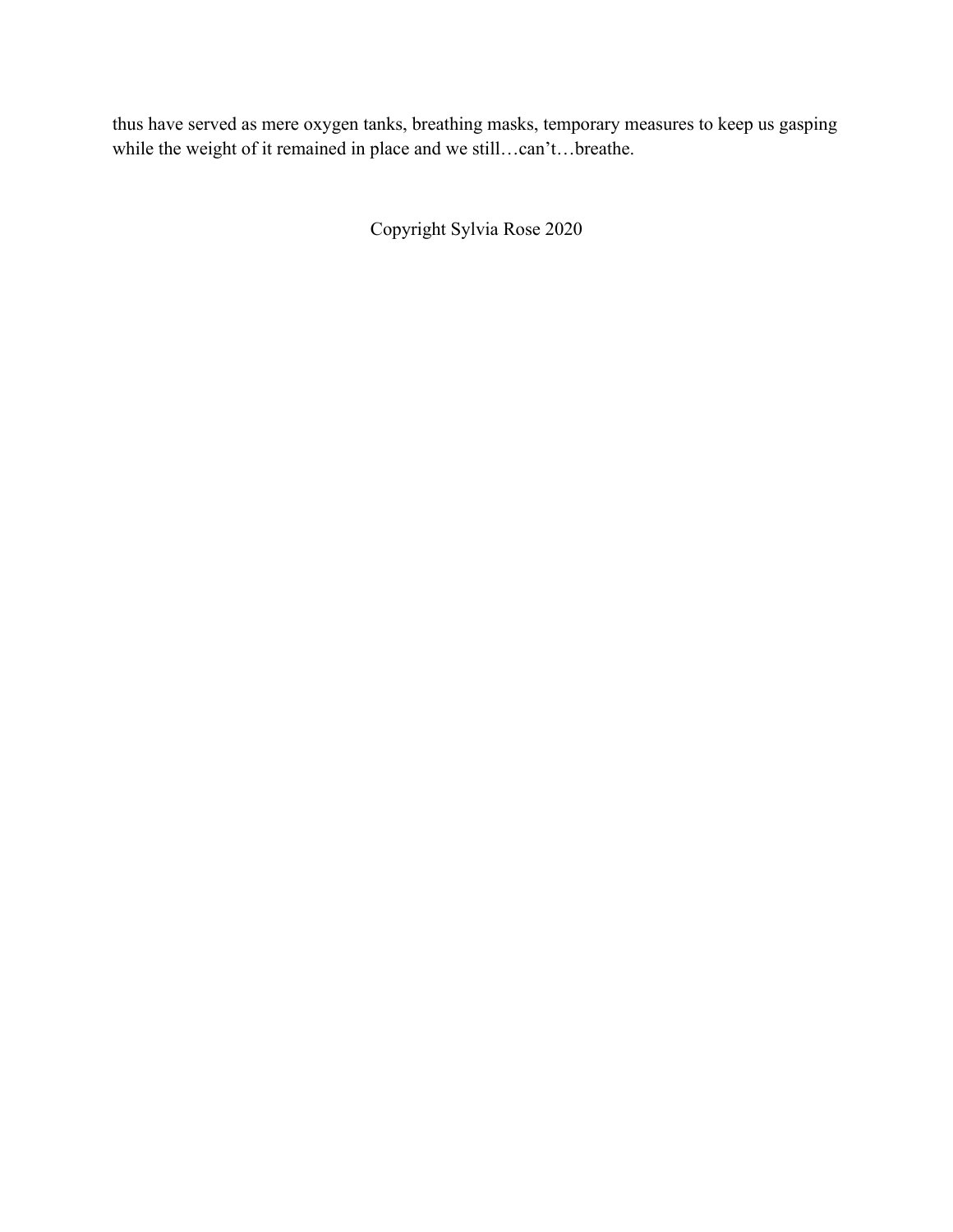thus have served as mere oxygen tanks, breathing masks, temporary measures to keep us gasping while the weight of it remained in place and we still…can't…breathe.

Copyright Sylvia Rose 2020